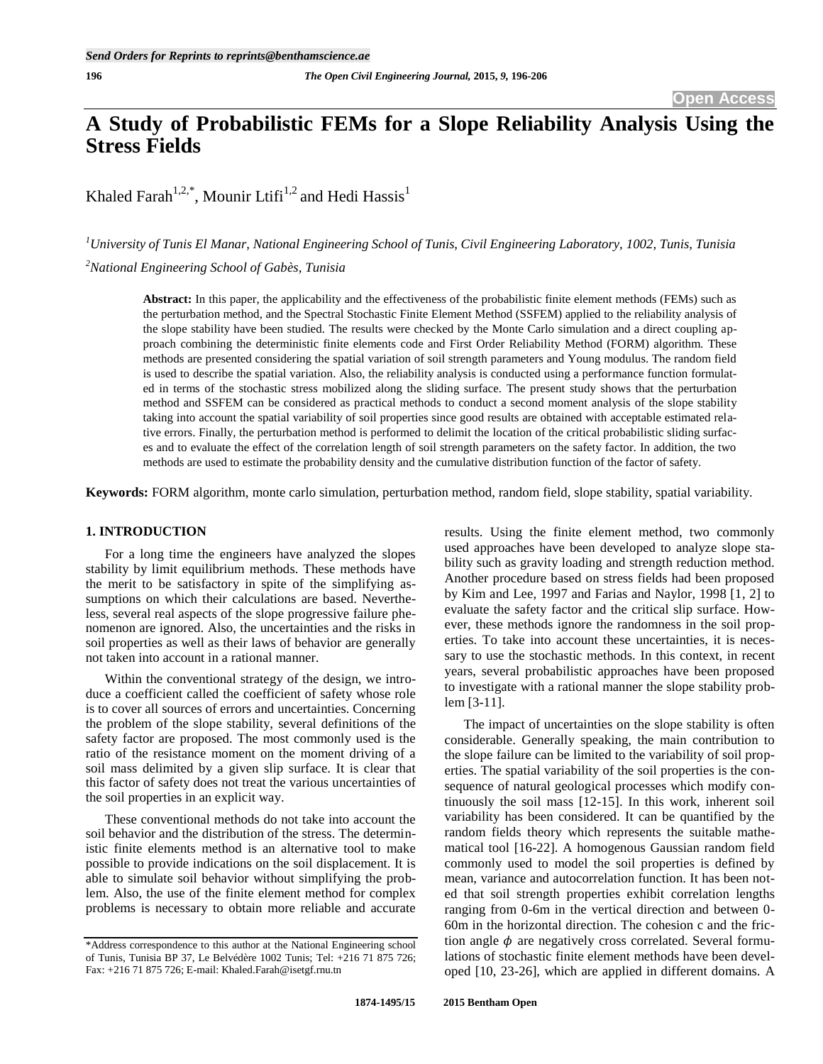Open Access

# A Study of Probabilistic FEMs for a Slope Reliability Analysis Using the Stress Fields

Khaled Farah[1,2,*], Mounir Ltifi[1,2] and Hedi Hassis[1]

[1]University of Tunis El Manar, National Engineering School of Tunis, Civil Engineering Laboratory, 1002, Tunis, Tunisia

[2]National Engineering School of Gabès, Tunisia

**Abstract:** In this paper, the applicability and the effectiveness of the probabilistic finite element methods (FEMs) such as the perturbation method, and the Spectral Stochastic Finite Element Method (SSFEM) applied to the reliability analysis of the slope stability have been studied. The results were checked by the Monte Carlo simulation and a direct coupling approach combining the deterministic finite elements code and First Order Reliability Method (FORM) algorithm. These methods are presented considering the spatial variation of soil strength parameters and Young modulus. The random field is used to describe the spatial variation. Also, the reliability analysis is conducted using a performance function formulated in terms of the stochastic stress mobilized along the sliding surface. The present study shows that the perturbation method and SSFEM can be considered as practical methods to conduct a second moment analysis of the slope stability taking into account the spatial variability of soil properties since good results are obtained with acceptable estimated relative errors. Finally, the perturbation method is performed to delimit the location of the critical probabilistic sliding surfaces and to evaluate the effect of the correlation length of soil strength parameters on the safety factor. In addition, the two methods are used to estimate the probability density and the cumulative distribution function of the factor of safety.

**Keywords:** FORM algorithm, monte carlo simulation, perturbation method, random field, slope stability, spatial variability.

## 1. INTRODUCTION

For a long time the engineers have analyzed the slopes stability by limit equilibrium methods. These methods have the merit to be satisfactory in spite of the simplifying assumptions on which their calculations are based. Nevertheless, several real aspects of the slope progressive failure phenomenon are ignored. Also, the uncertainties and the risks in soil properties as well as their laws of behavior are generally not taken into account in a rational manner.

Within the conventional strategy of the design, we introduce a coefficient called the coefficient of safety whose role is to cover all sources of errors and uncertainties. Concerning the problem of the slope stability, several definitions of the safety factor are proposed. The most commonly used is the ratio of the resistance moment on the moment driving of a soil mass delimited by a given slip surface. It is clear that this factor of safety does not treat the various uncertainties of the soil properties in an explicit way.

These conventional methods do not take into account the soil behavior and the distribution of the stress. The deterministic finite elements method is an alternative tool to make possible to provide indications on the soil displacement. It is able to simulate soil behavior without simplifying the problem. Also, the use of the finite element method for complex problems is necessary to obtain more reliable and accurate results. Using the finite element method, two commonly used approaches have been developed to analyze slope stability such as gravity loading and strength reduction method. Another procedure based on stress fields had been proposed by Kim and Lee, 1997 and Farias and Naylor, 1998 [1, 2] to evaluate the safety factor and the critical slip surface. However, these methods ignore the randomness in the soil properties. To take into account these uncertainties, it is necessary to use the stochastic methods. In this context, in recent years, several probabilistic approaches have been proposed to investigate with a rational manner the slope stability problem [3-11].

The impact of uncertainties on the slope stability is often considerable. Generally speaking, the main contribution to the slope failure can be limited to the variability of soil properties. The spatial variability of the soil properties is the consequence of natural geological processes which modify continuously the soil mass [12-15]. In this work, inherent soil variability has been considered. It can be quantified by the random fields theory which represents the suitable mathematical tool [16-22]. A homogenous Gaussian random field commonly used to model the soil properties is defined by mean, variance and autocorrelation function. It has been noted that soil strength properties exhibit correlation lengths ranging from 0-6m in the vertical direction and between 0-60m in the horizontal direction. The cohesion c and the friction angle $\phi$ are negatively cross correlated. Several formulations of stochastic finite element methods have been developed [10, 23-26], which are applied in different domains. A

*Address correspondence to this author at the National Engineering school of Tunis, Tunisia BP 37, Le Belvédère 1002 Tunis; Tel: +216 71 875 726; Fax: +216 71 875 726; E-mail: Khaled.Farah@isetgf.rnu.tn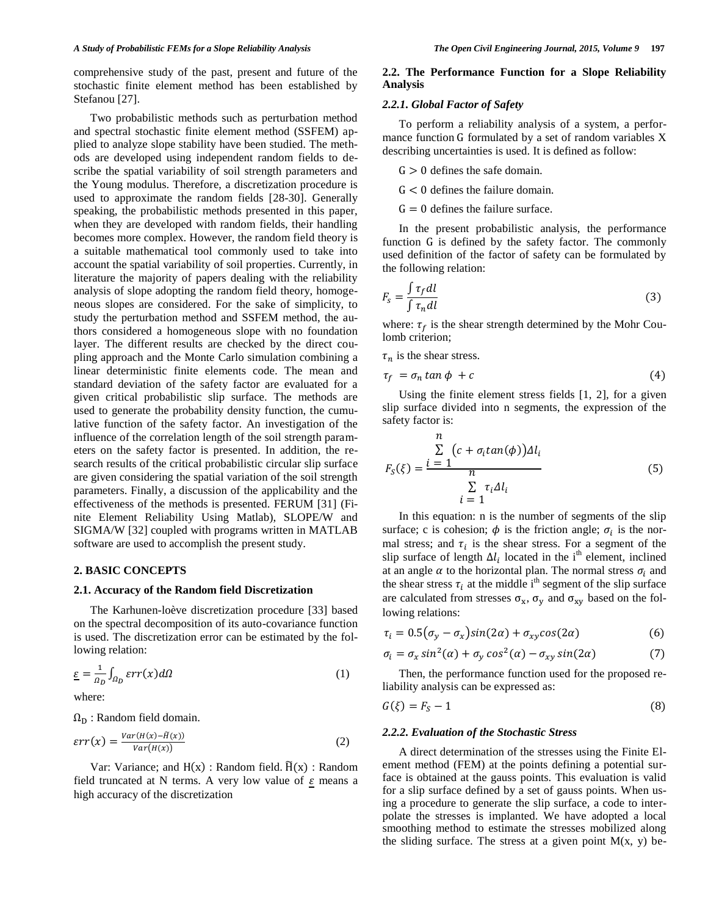comprehensive study of the past, present and future of the stochastic finite element method has been established by Stefanou [27].

Two probabilistic methods such as perturbation method and spectral stochastic finite element method (SSFEM) applied to analyze slope stability have been studied. The methods are developed using independent random fields to describe the spatial variability of soil strength parameters and the Young modulus. Therefore, a discretization procedure is used to approximate the random fields [28-30]. Generally speaking, the probabilistic methods presented in this paper, when they are developed with random fields, their handling becomes more complex. However, the random field theory is a suitable mathematical tool commonly used to take into account the spatial variability of soil properties. Currently, in literature the majority of papers dealing with the reliability analysis of slope adopting the random field theory, homogeneous slopes are considered. For the sake of simplicity, to study the perturbation method and SSFEM method, the authors considered a homogeneous slope with no foundation layer. The different results are checked by the direct coupling approach and the Monte Carlo simulation combining a linear deterministic finite elements code. The mean and standard deviation of the safety factor are evaluated for a given critical probabilistic slip surface. The methods are used to generate the probability density function, the cumulative function of the safety factor. An investigation of the influence of the correlation length of the soil strength parameters on the safety factor is presented. In addition, the research results of the critical probabilistic circular slip surface are given considering the spatial variation of the soil strength parameters. Finally, a discussion of the applicability and the effectiveness of the methods is presented. FERUM [31] (Finite Element Reliability Using Matlab), SLOPE/W and SIGMA/W [32] coupled with programs written in MATLAB software are used to accomplish the present study.

## 2. BASIC CONCEPTS

### 2.1. Accuracy of the Random field Discretization

The Karhunen-loève discretization procedure [33] based on the spectral decomposition of its auto-covariance function is used. The discretization error can be estimated by the following relation:

$$\underline{\varepsilon} = \frac{1}{\Omega_D}\int_{\Omega_D} \varepsilon rr(x)d\Omega \tag{1}$$

where:

$\Omega_D$ : Random field domain.

$$\varepsilon rr(x) = \frac{Var(H(x) - \tilde{H}(x))}{Var(H(x))} \tag{2}$$

Var: Variance; and $H(x)$ : Random field. $\tilde{H}(x)$ : Random field truncated at N terms. A very low value of $\underline{\varepsilon}$ means a high accuracy of the discretization

### 2.2. The Performance Function for a Slope Reliability Analysis

#### *2.2.1. Global Factor of Safety*

To perform a reliability analysis of a system, a performance function G formulated by a set of random variables X describing uncertainties is used. It is defined as follow:

$G > 0$ defines the safe domain.

$G < 0$ defines the failure domain.

$G = 0$ defines the failure surface.

In the present probabilistic analysis, the performance function G is defined by the safety factor. The commonly used definition of the factor of safety can be formulated by the following relation:

$$F_s = \frac{\int \tau_f dl}{\int \tau_n dl} \tag{3}$$

where: $\tau_f$ is the shear strength determined by the Mohr Coulomb criterion;

$\tau_n$ is the shear stress.

$$\tau_f = \sigma_n \tan\phi + c \tag{4}$$

Using the finite element stress fields [1, 2], for a given slip surface divided into n segments, the expression of the safety factor is:

$$F_S(\xi) = \frac{\sum_{i=1}^{n} \left(c + \sigma_i tan(\phi)\right)\Delta l_i}{\sum_{i=1}^{n} \tau_i \Delta l_i} \tag{5}$$

In this equation: n is the number of segments of the slip surface; c is cohesion; $\phi$ is the friction angle; $\sigma_i$ is the normal stress; and $\tau_i$ is the shear stress. For a segment of the slip surface of length $\Delta l_i$ located in the i[th] element, inclined at an angle $\alpha$ to the horizontal plan. The normal stress $\sigma_i$ and the shear stress $\tau_i$ at the middle i[th] segment of the slip surface are calculated from stresses $\sigma_x$, $\sigma_y$ and $\sigma_{xy}$ based on the following relations:

$$\tau_i = 0.5\left(\sigma_y - \sigma_x\right)sin(2\alpha) + \sigma_{xy}cos(2\alpha) \tag{6}$$

$$\sigma_i = \sigma_x\, sin^2(\alpha) + \sigma_y\, cos^2(\alpha) - \sigma_{xy}\, sin(2\alpha) \tag{7}$$

Then, the performance function used for the proposed reliability analysis can be expressed as:

$$G(\xi) = F_S - 1 \tag{8}$$

#### *2.2.2. Evaluation of the Stochastic Stress*

A direct determination of the stresses using the Finite Element method (FEM) at the points defining a potential surface is obtained at the gauss points. This evaluation is valid for a slip surface defined by a set of gauss points. When using a procedure to generate the slip surface, a code to interpolate the stresses is implanted. We have adopted a local smoothing method to estimate the stresses mobilized along the sliding surface. The stress at a given point M(x, y) be-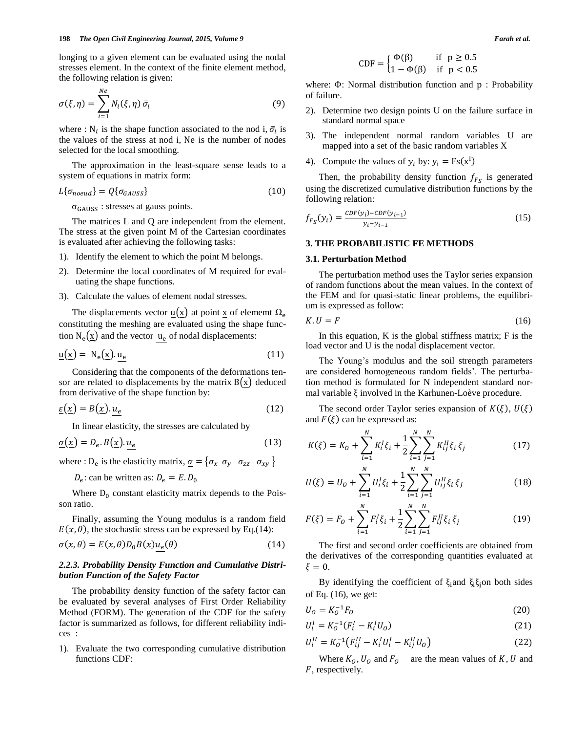longing to a given element can be evaluated using the nodal stresses element. In the context of the finite element method, the following relation is given:

$$\sigma(\xi,\eta) = \sum_{i=1}^{Ne} N_i(\xi,\eta)\,\bar{\sigma}_i \tag{9}$$

where : $N_i$ is the shape function associated to the nod i, $\bar{\sigma}_i$ is the values of the stress at nod i, Ne is the number of nodes selected for the local smoothing.

The approximation in the least-square sense leads to a system of equations in matrix form:

$$L\{\sigma_{noeud}\} = Q\{\sigma_{GAUSS}\} \tag{10}$$

$\sigma_{GAUSS}$ : stresses at gauss points.

The matrices L and Q are independent from the element. The stress at the given point M of the Cartesian coordinates is evaluated after achieving the following tasks:

1). Identify the element to which the point M belongs.

2). Determine the local coordinates of M required for evaluating the shape functions.

3). Calculate the values of element nodal stresses.

The displacements vector $\underline{u}(\underline{x})$ at point $\underline{x}$ of elememt $\Omega_e$ constituting the meshing are evaluated using the shape function $N_e(\underline{x})$ and the vector $\underline{u_e}$ of nodal displacements:

$$\underline{u}(\underline{x}) = N_e(\underline{x}).\underline{u_e} \tag{11}$$

Considering that the components of the deformations tensor are related to displacements by the matrix $B(\underline{x})$ deduced from derivative of the shape function by:

$$\underline{\varepsilon}(\underline{x}) = B(\underline{x}).\underline{u_e} \tag{12}$$

In linear elasticity, the stresses are calculated by

$$\underline{\sigma}(\underline{x}) = D_e.B(\underline{x}).\underline{u_e} \tag{13}$$

where : $D_e$ is the elasticity matrix, $\underline{\sigma} = \{\sigma_x \;\; \sigma_y \;\;\; \sigma_{zz} \;\;\; \sigma_{xy}\}$

$D_e$: can be written as: $D_e = E.D_0$

Where $D_0$ constant elasticity matrix depends to the Poisson ratio.

Finally, assuming the Young modulus is a random field $E(x,\theta)$, the stochastic stress can be expressed by Eq.(14):

$$\sigma(x,\theta) = E(x,\theta)D_0B(x)\underline{u_e}(\theta) \tag{14}$$

#### *2.2.3. Probability Density Function and Cumulative Distribution Function of the Safety Factor*

The probability density function of the safety factor can be evaluated by several analyses of First Order Reliability Method (FORM). The generation of the CDF for the safety factor is summarized as follows, for different reliability indices :

1). Evaluate the two corresponding cumulative distribution functions CDF:

$$\text{CDF} = \begin{cases} \Phi(\beta) & \text{if } \; p \geq 0.5 \\ 1-\Phi(\beta) & \text{if } \; p < 0.5 \end{cases}$$

where: $\Phi$: Normal distribution function and p : Probability of failure.

2). Determine two design points U on the failure surface in standard normal space

3). The independent normal random variables U are mapped into a set of the basic random variables X

4). Compute the values of $y_i$ by: $y_i = Fs(x^i)$

Then, the probability density function $f_{FS}$ is generated using the discretized cumulative distribution functions by the following relation:

$$f_{FS}(y_i) = \frac{CDF(y_i) - CDF(y_{i-1})}{y_i - y_{i-1}} \tag{15}$$

## 3. THE PROBABILISTIC FE METHODS

### 3.1. Perturbation Method

The perturbation method uses the Taylor series expansion of random functions about the mean values. In the context of the FEM and for quasi-static linear problems, the equilibrium is expressed as follow:

$$K.U = F \tag{16}$$

In this equation, K is the global stiffness matrix; F is the load vector and U is the nodal displacement vector.

The Young's modulus and the soil strength parameters are considered homogeneous random fields'. The perturbation method is formulated for N independent standard normal variable ξ involved in the Karhunen-Loève procedure.

The second order Taylor series expansion of $K(\xi)$, $U(\xi)$ and $F(\xi)$ can be expressed as:

$$K(\xi) = K_O + \sum_{i=1}^{N} K_i^I \xi_i + \frac{1}{2}\sum_{i=1}^{N}\sum_{j=1}^{N} K_{ij}^{II}\xi_i\,\xi_j \tag{17}$$

$$U(\xi) = U_O + \sum_{i=1}^{N} U_i^I \xi_i + \frac{1}{2}\sum_{i=1}^{N}\sum_{j=1}^{N} U_{ij}^{II}\xi_i\,\xi_j \tag{18}$$

$$F(\xi) = F_O + \sum_{i=1}^{N} F_i^I \xi_i + \frac{1}{2}\sum_{i=1}^{N}\sum_{j=1}^{N} F_{ij}^{II}\xi_i\,\xi_j \tag{19}$$

The first and second order coefficients are obtained from the derivatives of the corresponding quantities evaluated at $\xi = 0$.

By identifying the coefficient of $\xi_i$ and $\xi_i\xi_j$ on both sides of Eq. (16), we get:

$$U_O = K_O^{-1}F_O \tag{20}$$

$$U_i^I = K_O^{-1}(F_i^I - K_i^I U_O) \tag{21}$$

$$U_i^{II} = K_O^{-1}(F_{ij}^{II} - K_i^I U_i^I - K_{ij}^{II} U_O) \tag{22}$$

Where $K_O$, $U_O$ and $F_O$ are the mean values of $K$, $U$ and $F$, respectively.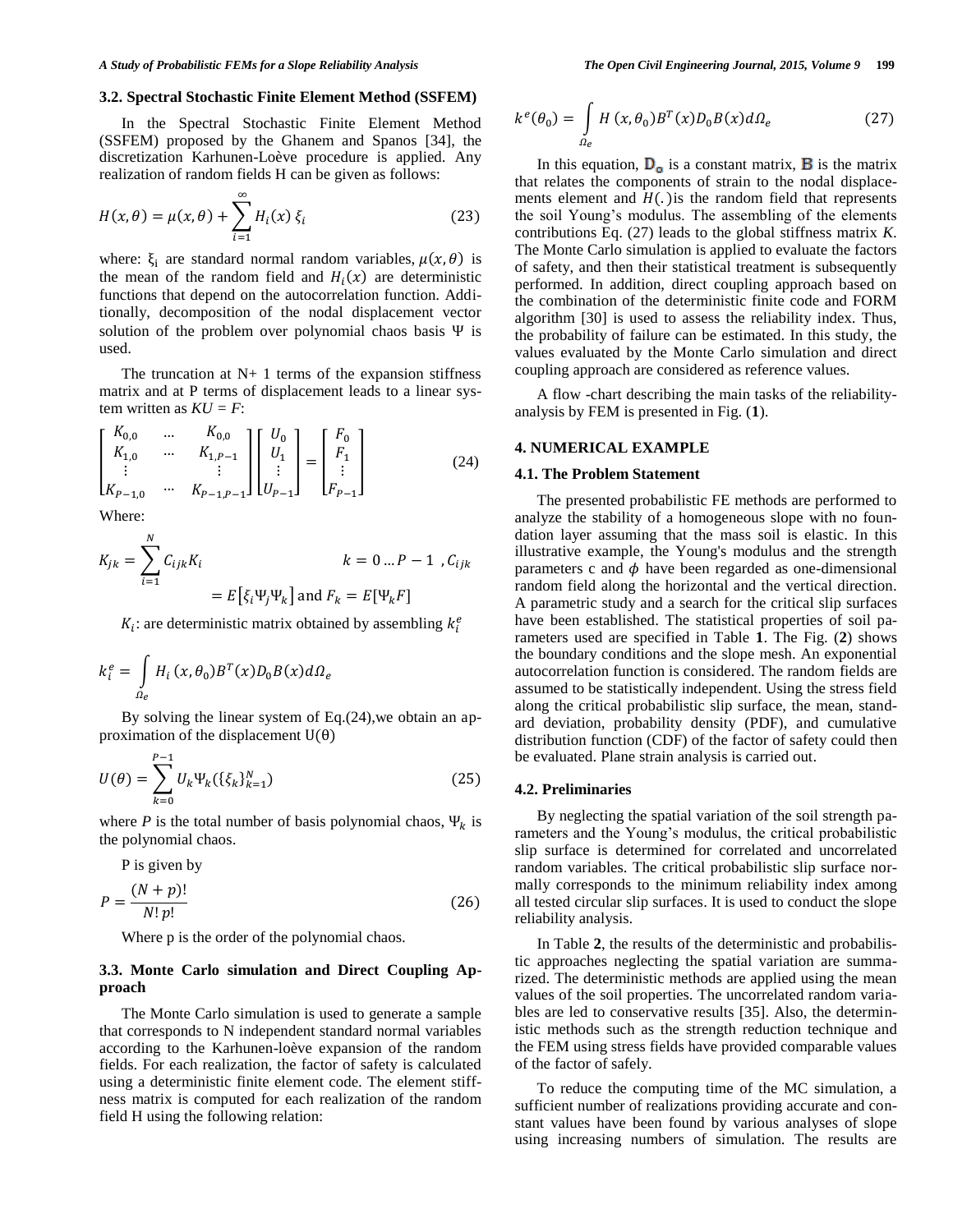### 3.2. Spectral Stochastic Finite Element Method (SSFEM)

In the Spectral Stochastic Finite Element Method (SSFEM) proposed by the Ghanem and Spanos [34], the discretization Karhunen-Loève procedure is applied. Any realization of random fields H can be given as follows:

$$H(x,\theta) = \mu(x,\theta) + \sum_{i=1}^{\infty} H_i(x)\,\xi_i \tag{23}$$

where: $\xi_i$ are standard normal random variables, $\mu(x,\theta)$ is the mean of the random field and $H_i(x)$ are deterministic functions that depend on the autocorrelation function. Additionally, decomposition of the nodal displacement vector solution of the problem over polynomial chaos basis $\Psi$ is used.

The truncation at N+ 1 terms of the expansion stiffness matrix and at P terms of displacement leads to a linear system written as $KU = F$:

$$\begin{bmatrix} K_{0,0} & \cdots & K_{0,0} \\ K_{1,0} & \cdots & K_{1,P-1} \\ \vdots & & \vdots \\ K_{P-1,0} & \cdots & K_{P-1,P-1} \end{bmatrix} \begin{bmatrix} U_0 \\ U_1 \\ \vdots \\ U_{P-1} \end{bmatrix} = \begin{bmatrix} F_0 \\ F_1 \\ \vdots \\ F_{P-1} \end{bmatrix} \tag{24}$$

Where:

$$K_{jk} = \sum_{i=1}^{N} C_{ijk} K_i \qquad k = 0 \ldots P-1\ , C_{ijk} = E\left[\xi_i \Psi_j \Psi_k\right] \text{ and } F_k = E[\Psi_k F]$$

$K_i$: are deterministic matrix obtained by assembling $k_i^e$

$$k_i^e = \int_{\Omega_e} H_i\,(x,\theta_0) B^T(x) D_0 B(x) d\Omega_e$$

By solving the linear system of Eq.(24),we obtain an approximation of the displacement $U(\theta)$

$$U(\theta) = \sum_{k=0}^{P-1} U_k \Psi_k(\{\xi_k\}_{k=1}^{N}) \tag{25}$$

where $P$ is the total number of basis polynomial chaos, $\Psi_k$ is the polynomial chaos.

P is given by

$$P = \frac{(N+p)!}{N!\,p!} \tag{26}$$

Where p is the order of the polynomial chaos.

### 3.3. Monte Carlo simulation and Direct Coupling Approach

The Monte Carlo simulation is used to generate a sample that corresponds to N independent standard normal variables according to the Karhunen-loève expansion of the random fields. For each realization, the factor of safety is calculated using a deterministic finite element code. The element stiffness matrix is computed for each realization of the random field H using the following relation:

$$k^e(\theta_0) = \int_{\Omega_e} H\,(x,\theta_0) B^T(x) D_0 B(x) d\Omega_e \tag{27}$$

In this equation, $\mathbf{D_0}$ is a constant matrix, $\mathbf{B}$ is the matrix that relates the components of strain to the nodal displacements element and $H(.)$is the random field that represents the soil Young's modulus. The assembling of the elements contributions Eq. (27) leads to the global stiffness matrix *K*. The Monte Carlo simulation is applied to evaluate the factors of safety, and then their statistical treatment is subsequently performed. In addition, direct coupling approach based on the combination of the deterministic finite code and FORM algorithm [30] is used to assess the reliability index. Thus, the probability of failure can be estimated. In this study, the values evaluated by the Monte Carlo simulation and direct coupling approach are considered as reference values.

A flow -chart describing the main tasks of the reliability-analysis by FEM is presented in Fig. (**1**).

## 4. NUMERICAL EXAMPLE

### 4.1. The Problem Statement

The presented probabilistic FE methods are performed to analyze the stability of a homogeneous slope with no foundation layer assuming that the mass soil is elastic. In this illustrative example, the Young's modulus and the strength parameters c and $\phi$ have been regarded as one-dimensional random field along the horizontal and the vertical direction. A parametric study and a search for the critical slip surfaces have been established. The statistical properties of soil parameters used are specified in Table **1**. The Fig. (**2**) shows the boundary conditions and the slope mesh. An exponential autocorrelation function is considered. The random fields are assumed to be statistically independent. Using the stress field along the critical probabilistic slip surface, the mean, standard deviation, probability density (PDF), and cumulative distribution function (CDF) of the factor of safety could then be evaluated. Plane strain analysis is carried out.

### 4.2. Preliminaries

By neglecting the spatial variation of the soil strength parameters and the Young's modulus, the critical probabilistic slip surface is determined for correlated and uncorrelated random variables. The critical probabilistic slip surface normally corresponds to the minimum reliability index among all tested circular slip surfaces. It is used to conduct the slope reliability analysis.

In Table **2**, the results of the deterministic and probabilistic approaches neglecting the spatial variation are summarized. The deterministic methods are applied using the mean values of the soil properties. The uncorrelated random variables are led to conservative results [35]. Also, the deterministic methods such as the strength reduction technique and the FEM using stress fields have provided comparable values of the factor of safely.

To reduce the computing time of the MC simulation, a sufficient number of realizations providing accurate and constant values have been found by various analyses of slope using increasing numbers of simulation. The results are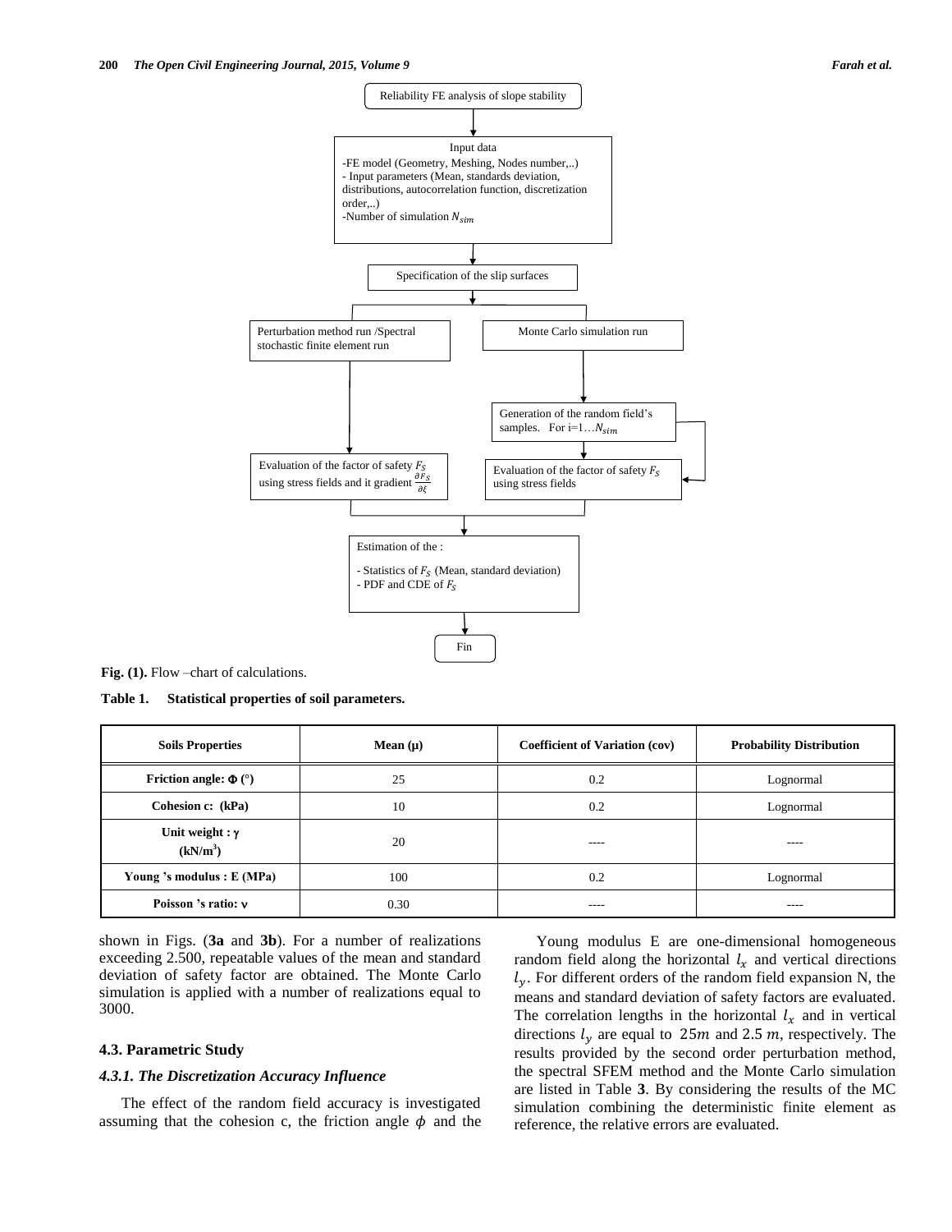Reliability FE analysis of slope stability

Input data
-FE model (Geometry, Meshing, Nodes number,..)
- Input parameters (Mean, standards deviation, distributions, autocorrelation function, discretization order,..)
-Number of simulation $N_{sim}$

Specification of the slip surfaces

Perturbation method run /Spectral stochastic finite element run

Monte Carlo simulation run

Generation of the random field's samples. For i=1…$N_{sim}$

Evaluation of the factor of safety $F_S$ using stress fields and it gradient $\frac{\partial F_S}{\partial \xi}$

Evaluation of the factor of safety $F_S$ using stress fields

Estimation of the :
- Statistics of $F_S$ (Mean, standard deviation)
- PDF and CDE of $F_S$

Fin

**Fig. (1).** Flow –chart of calculations.

**Table 1. Statistical properties of soil parameters.**

| Soils Properties | Mean (μ) | Coefficient of Variation (cov) | Probability Distribution |
|---|---|---|---|
| Friction angle: Φ (°) | 25 | 0.2 | Lognormal |
| Cohesion c: (kPa) | 10 | 0.2 | Lognormal |
| Unit weight : γ (kN/m³) | 20 | ---- | ---- |
| Young 's modulus : E (MPa) | 100 | 0.2 | Lognormal |
| Poisson 's ratio: ν | 0.30 | ---- | ---- |

shown in Figs. (**3a** and **3b**). For a number of realizations exceeding 2.500, repeatable values of the mean and standard deviation of safety factor are obtained. The Monte Carlo simulation is applied with a number of realizations equal to 3000.

### 4.3. Parametric Study

#### *4.3.1. The Discretization Accuracy Influence*

The effect of the random field accuracy is investigated assuming that the cohesion c, the friction angle $\phi$ and the Young modulus E are one-dimensional homogeneous random field along the horizontal $l_x$ and vertical directions $l_y$. For different orders of the random field expansion N, the means and standard deviation of safety factors are evaluated. The correlation lengths in the horizontal $l_x$ and in vertical directions $l_y$ are equal to $25m$ and $2.5\ m$, respectively. The results provided by the second order perturbation method, the spectral SFEM method and the Monte Carlo simulation are listed in Table **3**. By considering the results of the MC simulation combining the deterministic finite element as reference, the relative errors are evaluated.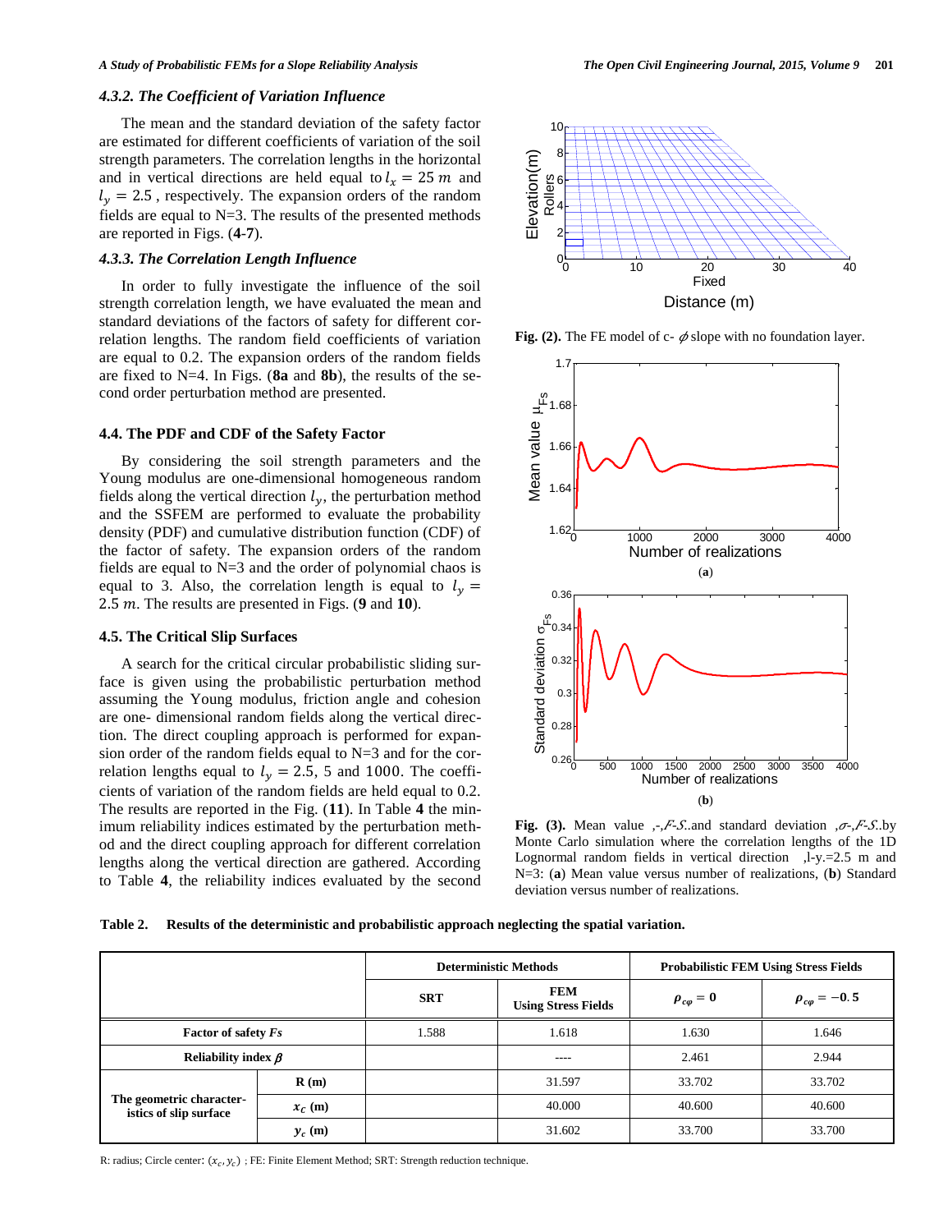### 4.3.2. The Coefficient of Variation Influence

The mean and the standard deviation of the safety factor are estimated for different coefficients of variation of the soil strength parameters. The correlation lengths in the horizontal and in vertical directions are held equal to $l_x = 25\ m$ and $l_y = 2.5$, respectively. The expansion orders of the random fields are equal to N=3. The results of the presented methods are reported in Figs. (**4**-**7**).

### 4.3.3. The Correlation Length Influence

In order to fully investigate the influence of the soil strength correlation length, we have evaluated the mean and standard deviations of the factors of safety for different correlation lengths. The random field coefficients of variation are equal to 0.2. The expansion orders of the random fields are fixed to N=4. In Figs. (**8a** and **8b**), the results of the second order perturbation method are presented.

## 4.4. The PDF and CDF of the Safety Factor

By considering the soil strength parameters and the Young modulus are one-dimensional homogeneous random fields along the vertical direction $l_y$, the perturbation method and the SSFEM are performed to evaluate the probability density (PDF) and cumulative distribution function (CDF) of the factor of safety. The expansion orders of the random fields are equal to N=3 and the order of polynomial chaos is equal to 3. Also, the correlation length is equal to $l_y = 2.5\ m$. The results are presented in Figs. (**9** and **10**).

## 4.5. The Critical Slip Surfaces

A search for the critical circular probabilistic sliding surface is given using the probabilistic perturbation method assuming the Young modulus, friction angle and cohesion are one- dimensional random fields along the vertical direction. The direct coupling approach is performed for expansion order of the random fields equal to N=3 and for the correlation lengths equal to $l_y = 2.5$, 5 and 1000. The coefficients of variation of the random fields are held equal to 0.2. The results are reported in the Fig. (**11**). In Table **4** the minimum reliability indices estimated by the perturbation method and the direct coupling approach for different correlation lengths along the vertical direction are gathered. According to Table **4**, the reliability indices evaluated by the second

**Fig. (2).** The FE model of c- $\phi$ slope with no foundation layer.

**Fig. (3).** Mean value $\mu_{F.S.}$ and standard deviation $\sigma_{F.S.}$ by Monte Carlo simulation where the correlation lengths of the 1D Lognormal random fields in vertical direction $l_y$=2.5 m and N=3: (**a**) Mean value versus number of realizations, (**b**) Standard deviation versus number of realizations.

**Table 2. Results of the deterministic and probabilistic approach neglecting the spatial variation.**

| | | Deterministic Methods | | Probabilistic FEM Using Stress Fields | |
|---|---|---|---|---|---|
| | | **SRT** | **FEM Using Stress Fields** | $\rho_{c\varphi} = 0$ | $\rho_{c\varphi} = -0.5$ |
| **Factor of safety *Fs*** | | 1.588 | 1.618 | 1.630 | 1.646 |
| **Reliability index $\beta$** | | | ---- | 2.461 | 2.944 |
| **The geometric characteristics of slip surface** | **R (m)** | | 31.597 | 33.702 | 33.702 |
| | $x_c$ **(m)** | | 40.000 | 40.600 | 40.600 |
| | $y_c$ **(m)** | | 31.602 | 33.700 | 33.700 |

R: radius; Circle center: $(x_c, y_c)$ ; FE: Finite Element Method; SRT: Strength reduction technique.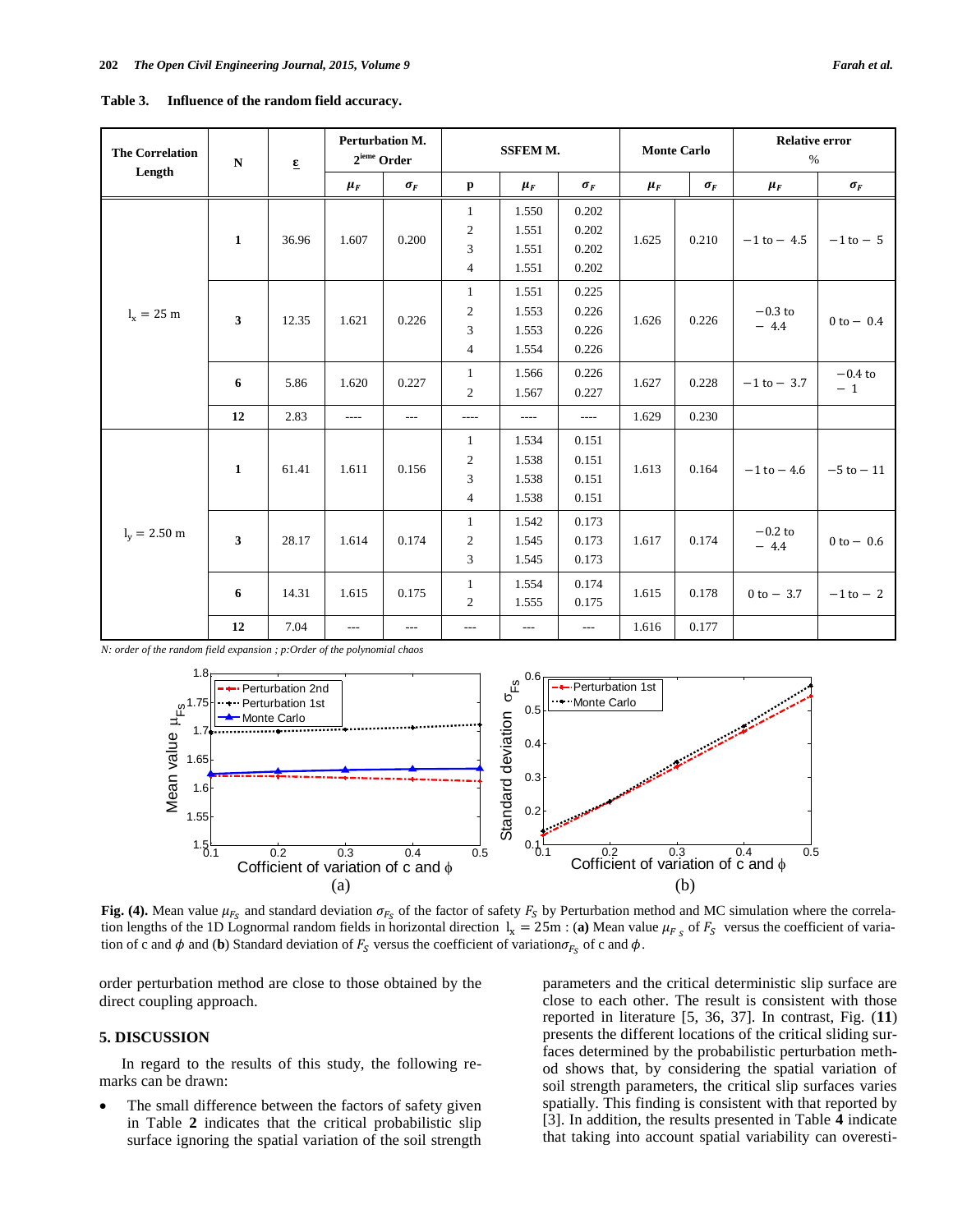**Table 3. Influence of the random field accuracy.**

| The Correlation Length | N | ε | Perturbation M. 2ieme Order | | SSFEM M. | | | Monte Carlo | | Relative error % | |
|---|---|---|---|---|---|---|---|---|---|---|---|
| | | | $\mu_F$ | $\sigma_F$ | p | $\mu_F$ | $\sigma_F$ | $\mu_F$ | $\sigma_F$ | $\mu_F$ | $\sigma_F$ |
| $l_x = 25$ m | **1** | 36.96 | 1.607 | 0.200 | 1<br>2<br>3<br>4 | 1.550<br>1.551<br>1.551<br>1.551 | 0.202<br>0.202<br>0.202<br>0.202 | 1.625 | 0.210 | −1 to − 4.5 | −1 to − 5 |
| | **3** | 12.35 | 1.621 | 0.226 | 1<br>2<br>3<br>4 | 1.551<br>1.553<br>1.553<br>1.554 | 0.225<br>0.226<br>0.226<br>0.226 | 1.626 | 0.226 | −0.3 to − 4.4 | 0 to − 0.4 |
| | **6** | 5.86 | 1.620 | 0.227 | 1<br>2 | 1.566<br>1.567 | 0.226<br>0.227 | 1.627 | 0.228 | −1 to − 3.7 | −0.4 to − 1 |
| | **12** | 2.83 | ---- | --- | ---- | ---- | ---- | 1.629 | 0.230 | | |
| $l_y = 2.50$ m | **1** | 61.41 | 1.611 | 0.156 | 1<br>2<br>3<br>4 | 1.534<br>1.538<br>1.538<br>1.538 | 0.151<br>0.151<br>0.151<br>0.151 | 1.613 | 0.164 | −1 to − 4.6 | −5 to − 11 |
| | **3** | 28.17 | 1.614 | 0.174 | 1<br>2<br>3 | 1.542<br>1.545<br>1.545 | 0.173<br>0.173<br>0.173 | 1.617 | 0.174 | −0.2 to − 4.4 | 0 to − 0.6 |
| | **6** | 14.31 | 1.615 | 0.175 | 1<br>2 | 1.554<br>1.555 | 0.174<br>0.175 | 1.615 | 0.178 | 0 to − 3.7 | −1 to − 2 |
| | **12** | 7.04 | --- | --- | --- | --- | --- | 1.616 | 0.177 | | |

*N: order of the random field expansion ; p:Order of the polynomial chaos*

**Fig. (4).** Mean value $\mu_{F_S}$ and standard deviation $\sigma_{F_S}$ of the factor of safety $F_S$ by Perturbation method and MC simulation where the correlation lengths of the 1D Lognormal random fields in horizontal direction $l_x = 25\text{m}$ : (**a**) Mean value $\mu_{F_S}$ of $F_S$ versus the coefficient of variation of c and $\phi$ and (**b**) Standard deviation of $F_S$ versus the coefficient of variation$\sigma_{F_S}$ of c and $\phi$.

order perturbation method are close to those obtained by the direct coupling approach.

## 5. DISCUSSION

In regard to the results of this study, the following remarks can be drawn:

- The small difference between the factors of safety given in Table **2** indicates that the critical probabilistic slip surface ignoring the spatial variation of the soil strength parameters and the critical deterministic slip surface are close to each other. The result is consistent with those reported in literature [5, 36, 37]. In contrast, Fig. (**11**) presents the different locations of the critical sliding surfaces determined by the probabilistic perturbation method shows that, by considering the spatial variation of soil strength parameters, the critical slip surfaces varies spatially. This finding is consistent with that reported by [3]. In addition, the results presented in Table **4** indicate that taking into account spatial variability can overesti-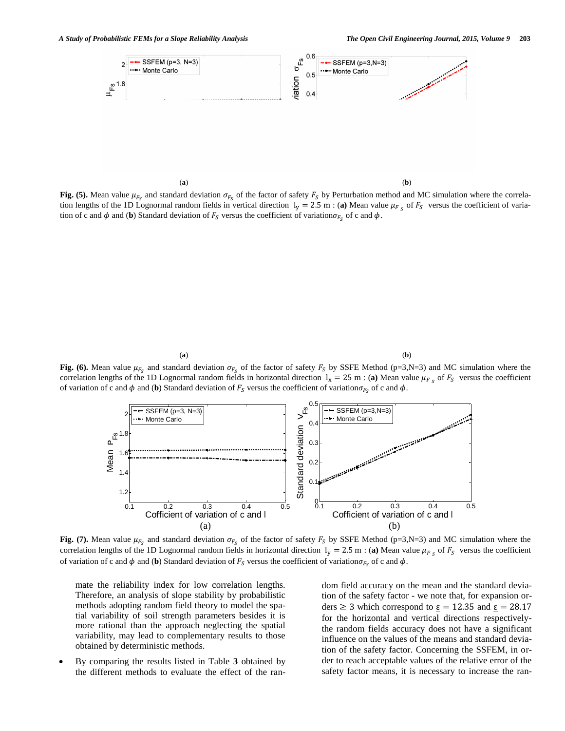(**a**) (**b**)

**Fig. (5).** Mean value $\mu_{F_S}$ and standard deviation $\sigma_{F_S}$ of the factor of safety $F_S$ by Perturbation method and MC simulation where the correlation lengths of the 1D Lognormal random fields in vertical direction $l_y = 2.5$ m : (**a)** Mean value $\mu_{F_S}$ of $F_S$ versus the coefficient of variation of c and $\phi$ and (**b**) Standard deviation of $F_S$ versus the coefficient of variation$\sigma_{F_S}$ of c and $\phi$.

(**a**) (**b**)

**Fig. (6).** Mean value $\mu_{F_S}$ and standard deviation $\sigma_{F_S}$ of the factor of safety $F_S$ by SSFE Method (p=3,N=3) and MC simulation where the correlation lengths of the 1D Lognormal random fields in horizontal direction $l_x = 25$ m : (**a)** Mean value $\mu_{F_S}$ of $F_S$ versus the coefficient of variation of c and $\phi$ and (**b**) Standard deviation of $F_S$ versus the coefficient of variation$\sigma_{F_S}$ of c and $\phi$.

(a) (b)

**Fig. (7).** Mean value $\mu_{F_S}$ and standard deviation $\sigma_{F_S}$ of the factor of safety $F_S$ by SSFE Method (p=3,N=3) and MC simulation where the correlation lengths of the 1D Lognormal random fields in horizontal direction $l_y = 2.5$ m : (**a)** Mean value $\mu_{F_S}$ of $F_S$ versus the coefficient of variation of c and $\phi$ and (**b**) Standard deviation of $F_S$ versus the coefficient of variation$\sigma_{F_S}$ of c and $\phi$.

mate the reliability index for low correlation lengths. Therefore, an analysis of slope stability by probabilistic methods adopting random field theory to model the spatial variability of soil strength parameters besides it is more rational than the approach neglecting the spatial variability, may lead to complementary results to those obtained by deterministic methods.

- By comparing the results listed in Table **3** obtained by the different methods to evaluate the effect of the random field accuracy on the mean and the standard deviation of the safety factor - we note that, for expansion orders ≥ 3 which correspond to $\underline{\varepsilon} = 12.35$ and $\underline{\varepsilon} = 28.17$ for the horizontal and vertical directions respectively-the random fields accuracy does not have a significant influence on the values of the means and standard deviation of the safety factor. Concerning the SSFEM, in order to reach acceptable values of the relative error of the safety factor means, it is necessary to increase the ran-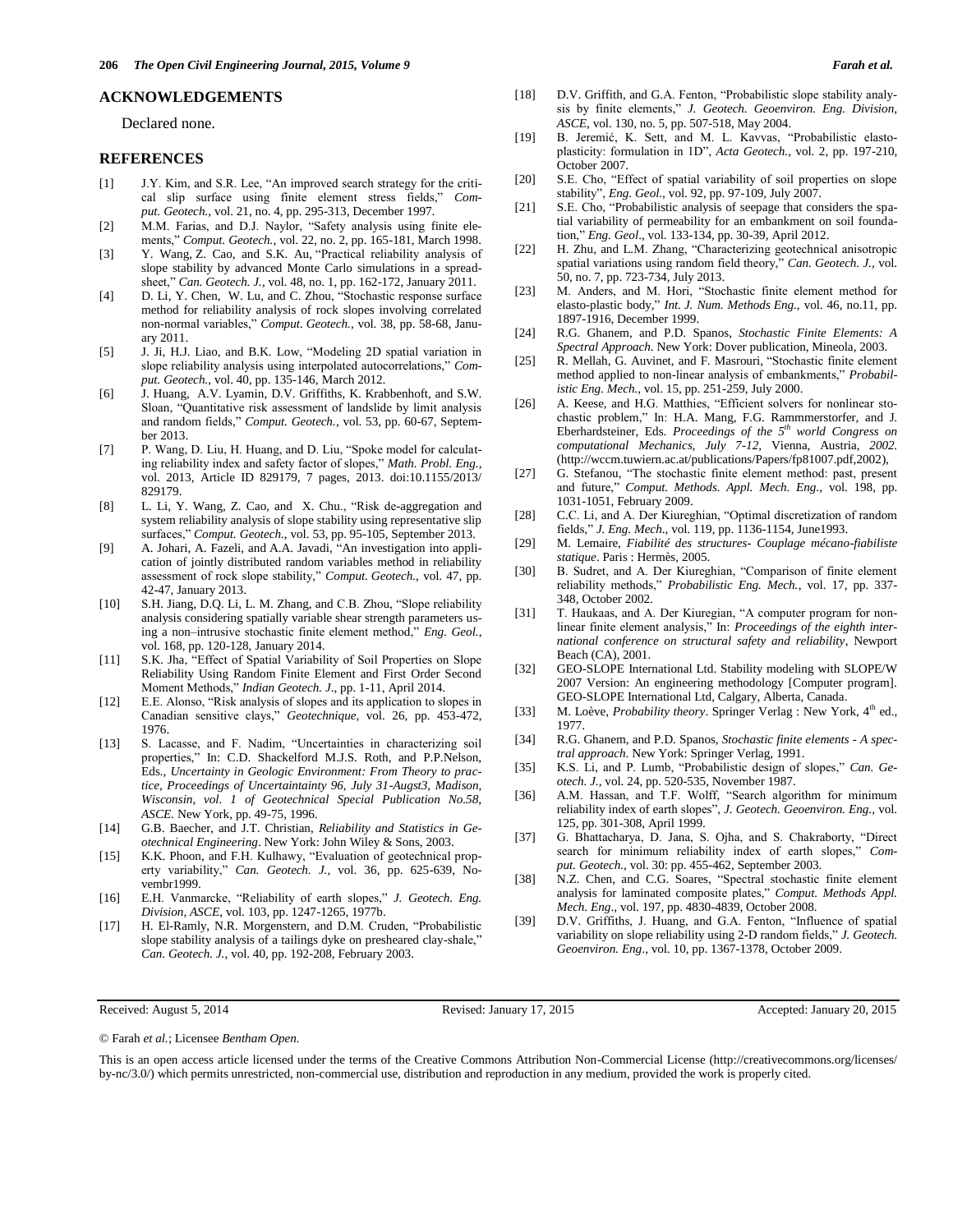## ACKNOWLEDGEMENTS

Declared none.

## REFERENCES

[1] J.Y. Kim, and S.R. Lee, "An improved search strategy for the critical slip surface using finite element stress fields," *Comput. Geotech.*, vol. 21, no. 4, pp. 295-313, December 1997.

[2] M.M. Farias, and D.J. Naylor, "Safety analysis using finite elements," *Comput. Geotech.*, vol. 22, no. 2, pp. 165-181, March 1998.

[3] Y. Wang, Z. Cao, and S.K. Au, "Practical reliability analysis of slope stability by advanced Monte Carlo simulations in a spreadsheet," *Can. Geotech. J.*, vol. 48, no. 1, pp. 162-172, January 2011.

[4] D. Li, Y. Chen, W. Lu, and C. Zhou, "Stochastic response surface method for reliability analysis of rock slopes involving correlated non-normal variables," *Comput. Geotech.*, vol. 38, pp. 58-68, January 2011.

[5] J. Ji, H.J. Liao, and B.K. Low, "Modeling 2D spatial variation in slope reliability analysis using interpolated autocorrelations," *Comput. Geotech.*, vol. 40, pp. 135-146, March 2012.

[6] J. Huang, A.V. Lyamin, D.V. Griffiths, K. Krabbenhoft, and S.W. Sloan, "Quantitative risk assessment of landslide by limit analysis and random fields," *Comput. Geotech.*, vol. 53, pp. 60-67, September 2013.

[7] P. Wang, D. Liu, H. Huang, and D. Liu, "Spoke model for calculating reliability index and safety factor of slopes," *Math. Probl. Eng.*, vol. 2013, Article ID 829179, 7 pages, 2013. doi:10.1155/2013/829179.

[8] L. Li, Y. Wang, Z. Cao, and X. Chu., "Risk de-aggregation and system reliability analysis of slope stability using representative slip surfaces," *Comput. Geotech.*, vol. 53, pp. 95-105, September 2013.

[9] A. Johari, A. Fazeli, and A.A. Javadi, "An investigation into application of jointly distributed random variables method in reliability assessment of rock slope stability," *Comput. Geotech.*, vol. 47, pp. 42-47, January 2013.

[10] S.H. Jiang, D.Q. Li, L. M. Zhang, and C.B. Zhou, "Slope reliability analysis considering spatially variable shear strength parameters using a non–intrusive stochastic finite element method," *Eng. Geol.*, vol. 168, pp. 120-128, January 2014.

[11] S.K. Jha, "Effect of Spatial Variability of Soil Properties on Slope Reliability Using Random Finite Element and First Order Second Moment Methods," *Indian Geotech. J.*, pp. 1-11, April 2014.

[12] E.E. Alonso, "Risk analysis of slopes and its application to slopes in Canadian sensitive clays," *Geotechnique*, vol. 26, pp. 453-472, 1976.

[13] S. Lacasse, and F. Nadim, "Uncertainties in characterizing soil properties," In: C.D. Shackelford M.J.S. Roth, and P.P.Nelson, Eds., *Uncertainty in Geologic Environment: From Theory to practice, Proceedings of Uncertaintainty 96, July 31-Augst3, Madison, Wisconsin, vol. 1 of Geotechnical Special Publication No.58, ASCE.* New York, pp. 49-75, 1996.

[14] G.B. Baecher, and J.T. Christian, *Reliability and Statistics in Geotechnical Engineering*. New York: John Wiley & Sons, 2003.

[15] K.K. Phoon, and F.H. Kulhawy, "Evaluation of geotechnical property variability," *Can. Geotech. J.*, vol. 36, pp. 625-639, Novembr1999.

[16] E.H. Vanmarcke, "Reliability of earth slopes," *J. Geotech. Eng. Division, ASCE*, vol. 103, pp. 1247-1265, 1977b.

[17] H. El-Ramly, N.R. Morgenstern, and D.M. Cruden, "Probabilistic slope stability analysis of a tailings dyke on presheared clay-shale," *Can. Geotech. J.*, vol. 40, pp. 192-208, February 2003.

[18] D.V. Griffith, and G.A. Fenton, "Probabilistic slope stability analysis by finite elements," *J. Geotech. Geoenviron. Eng. Division, ASCE*, vol. 130, no. 5, pp. 507-518, May 2004.

[19] B. Jeremić, K. Sett, and M. L. Kavvas, "Probabilistic elastoplasticity: formulation in 1D", *Acta Geotech.*, vol. 2, pp. 197-210, October 2007.

[20] S.E. Cho, "Effect of spatial variability of soil properties on slope stability", *Eng. Geol.*, vol. 92, pp. 97-109, July 2007.

[21] S.E. Cho, "Probabilistic analysis of seepage that considers the spatial variability of permeability for an embankment on soil foundation," *Eng. Geol.*, vol. 133-134, pp. 30-39, April 2012.

[22] H. Zhu, and L.M. Zhang, "Characterizing geotechnical anisotropic spatial variations using random field theory," *Can. Geotech. J.*, vol. 50, no. 7, pp. 723-734, July 2013.

[23] M. Anders, and M. Hori, "Stochastic finite element method for elasto-plastic body," *Int. J. Num. Methods Eng.*, vol. 46, no.11, pp. 1897-1916, December 1999.

[24] R.G. Ghanem, and P.D. Spanos, *Stochastic Finite Elements: A Spectral Approach*. New York: Dover publication, Mineola, 2003.

[25] R. Mellah, G. Auvinet, and F. Masrouri, "Stochastic finite element method applied to non-linear analysis of embankments," *Probabilistic Eng. Mech.*, vol. 15, pp. 251-259, July 2000.

[26] A. Keese, and H.G. Matthies, "Efficient solvers for nonlinear stochastic problem," In: H.A. Mang, F.G. Rammmerstorfer, and J. Eberhardsteiner, Eds. *Proceedings of the 5th world Congress on computational Mechanics, July 7-12*, Vienna, Austria, *2002.* (http://wccm.tuwiern.ac.at/publications/Papers/fp81007.pdf,2002),

[27] G. Stefanou, "The stochastic finite element method: past, present and future," *Comput. Methods. Appl. Mech. Eng.*, vol. 198, pp. 1031-1051, February 2009.

[28] C.C. Li, and A. Der Kiureghian, "Optimal discretization of random fields," *J. Eng. Mech.*, vol. 119, pp. 1136-1154, June1993.

[29] M. Lemaire, *Fiabilité des structures- Couplage mécano-fiabiliste statique*. Paris : Hermès, 2005.

[30] B. Sudret, and A. Der Kiureghian, "Comparison of finite element reliability methods," *Probabilistic Eng. Mech.*, vol. 17, pp. 337-348, October 2002.

[31] T. Haukaas, and A. Der Kiuregian, "A computer program for nonlinear finite element analysis," In: *Proceedings of the eighth international conference on structural safety and reliability*, Newport Beach (CA), 2001.

[32] GEO-SLOPE International Ltd. Stability modeling with SLOPE/W 2007 Version: An engineering methodology [Computer program]. GEO-SLOPE International Ltd, Calgary, Alberta, Canada.

[33] M. Loève, *Probability theory*. Springer Verlag : New York, 4th ed., 1977.

[34] R.G. Ghanem, and P.D. Spanos, *Stochastic finite elements - A spectral approach*. New York: Springer Verlag, 1991.

[35] K.S. Li, and P. Lumb, "Probabilistic design of slopes," *Can. Geotech. J.*, vol. 24, pp. 520-535, November 1987.

[36] A.M. Hassan, and T.F. Wolff, "Search algorithm for minimum reliability index of earth slopes", *J. Geotech. Geoenviron. Eng.*, vol. 125, pp. 301-308, April 1999.

[37] G. Bhattacharya, D. Jana, S. Ojha, and S. Chakraborty, "Direct search for minimum reliability index of earth slopes," *Comput. Geotech.*, vol. 30: pp. 455-462, September 2003.

[38] N.Z. Chen, and C.G. Soares, "Spectral stochastic finite element analysis for laminated composite plates," *Comput. Methods Appl. Mech. Eng*., vol. 197, pp. 4830-4839, October 2008.

[39] D.V. Griffiths, J. Huang, and G.A. Fenton, "Influence of spatial variability on slope reliability using 2-D random fields," *J. Geotech. Geoenviron. Eng*., vol. 10, pp. 1367-1378, October 2009.

Received: August 5, 2014 Revised: January 17, 2015 Accepted: January 20, 2015

© Farah *et al.*; Licensee *Bentham Open.*

This is an open access article licensed under the terms of the Creative Commons Attribution Non-Commercial License (http://creativecommons.org/licenses/by-nc/3.0/) which permits unrestricted, non-commercial use, distribution and reproduction in any medium, provided the work is properly cited.